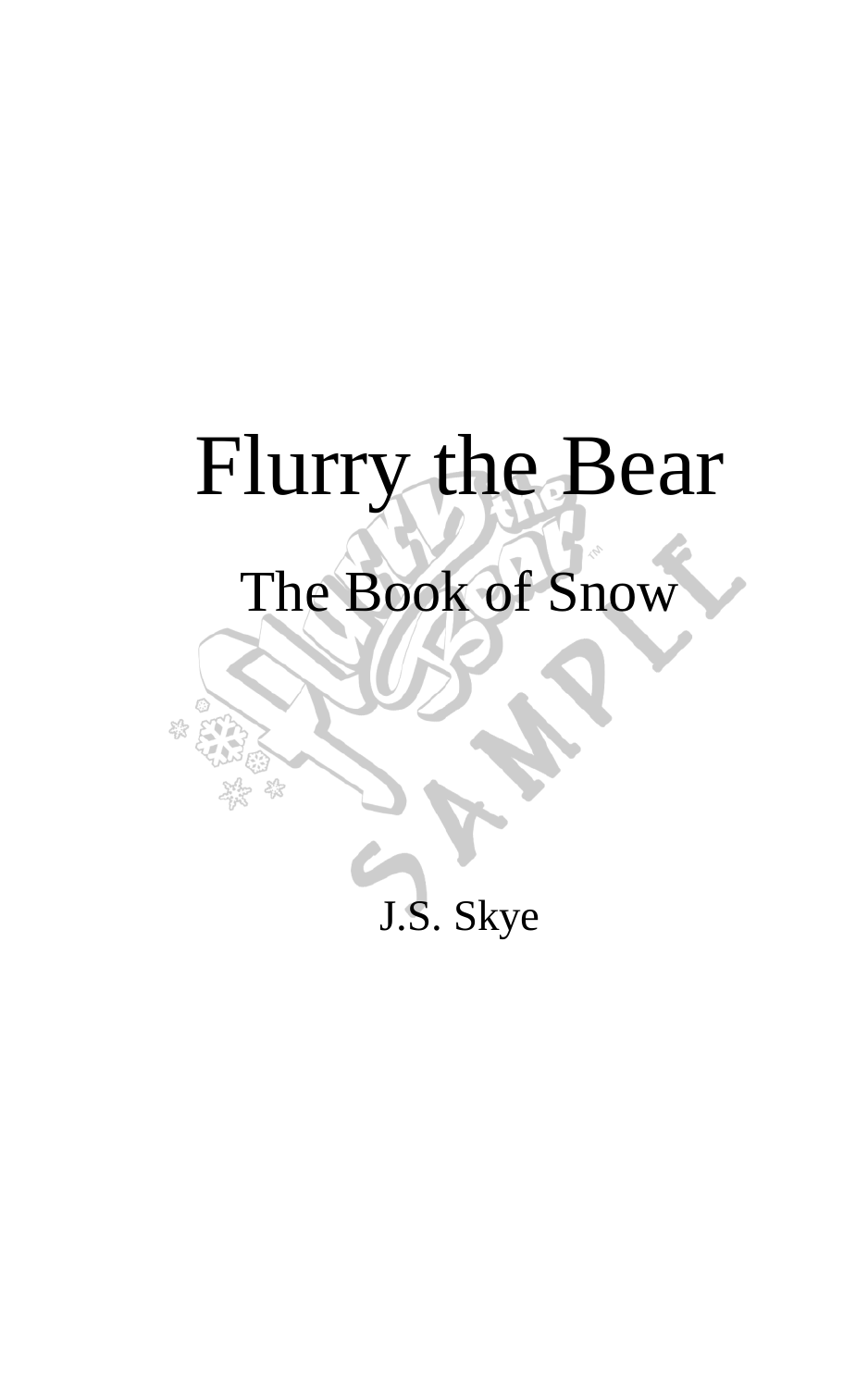# Flurry the Bear

## The Book of Snow

J.S. Skye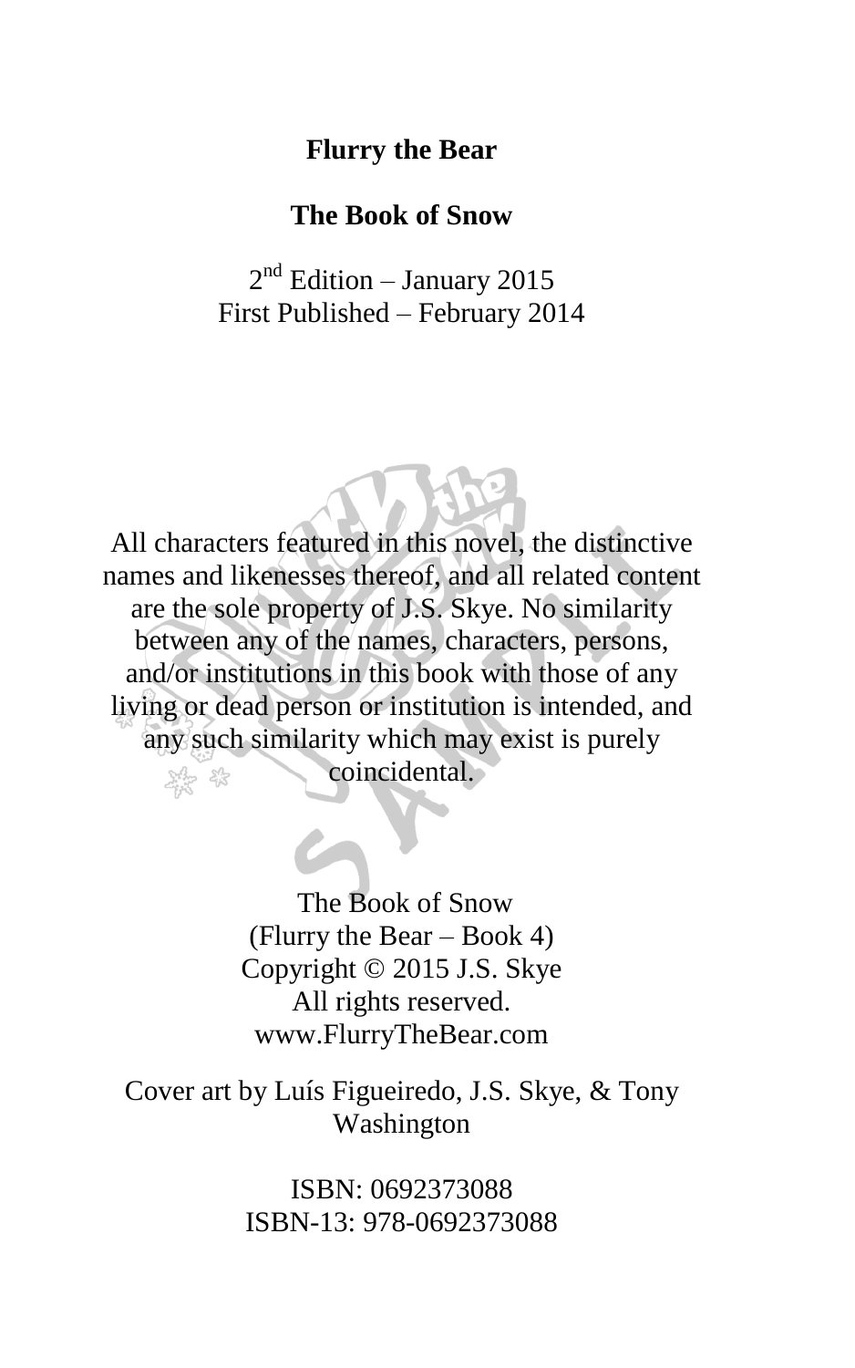**Flurry the Bear**

**The Book of Snow**

2nd Edition – January 2015
First Published – February 2014

All characters featured in this novel, the distinctive names and likenesses thereof, and all related content are the sole property of J.S. Skye. No similarity between any of the names, characters, persons, and/or institutions in this book with those of any living or dead person or institution is intended, and any such similarity which may exist is purely coincidental.

The Book of Snow
(Flurry the Bear – Book 4)
Copyright © 2015 J.S. Skye
All rights reserved.
www.FlurryTheBear.com

Cover art by Luís Figueiredo, J.S. Skye, & Tony Washington

ISBN: 0692373088
ISBN-13: 978-0692373088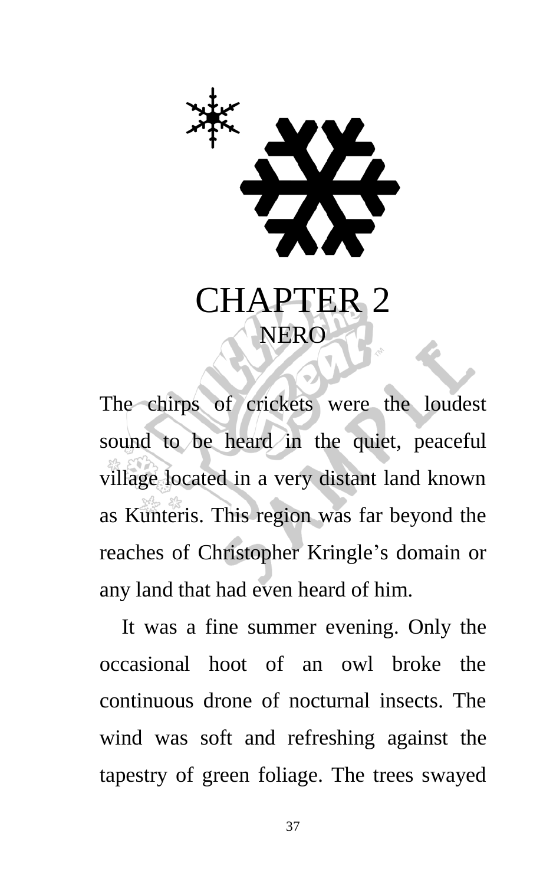# CHAPTER 2

## NERO

The chirps of crickets were the loudest sound to be heard in the quiet, peaceful village located in a very distant land known as Kunteris. This region was far beyond the reaches of Christopher Kringle's domain or any land that had even heard of him.

It was a fine summer evening. Only the occasional hoot of an owl broke the continuous drone of nocturnal insects. The wind was soft and refreshing against the tapestry of green foliage. The trees swayed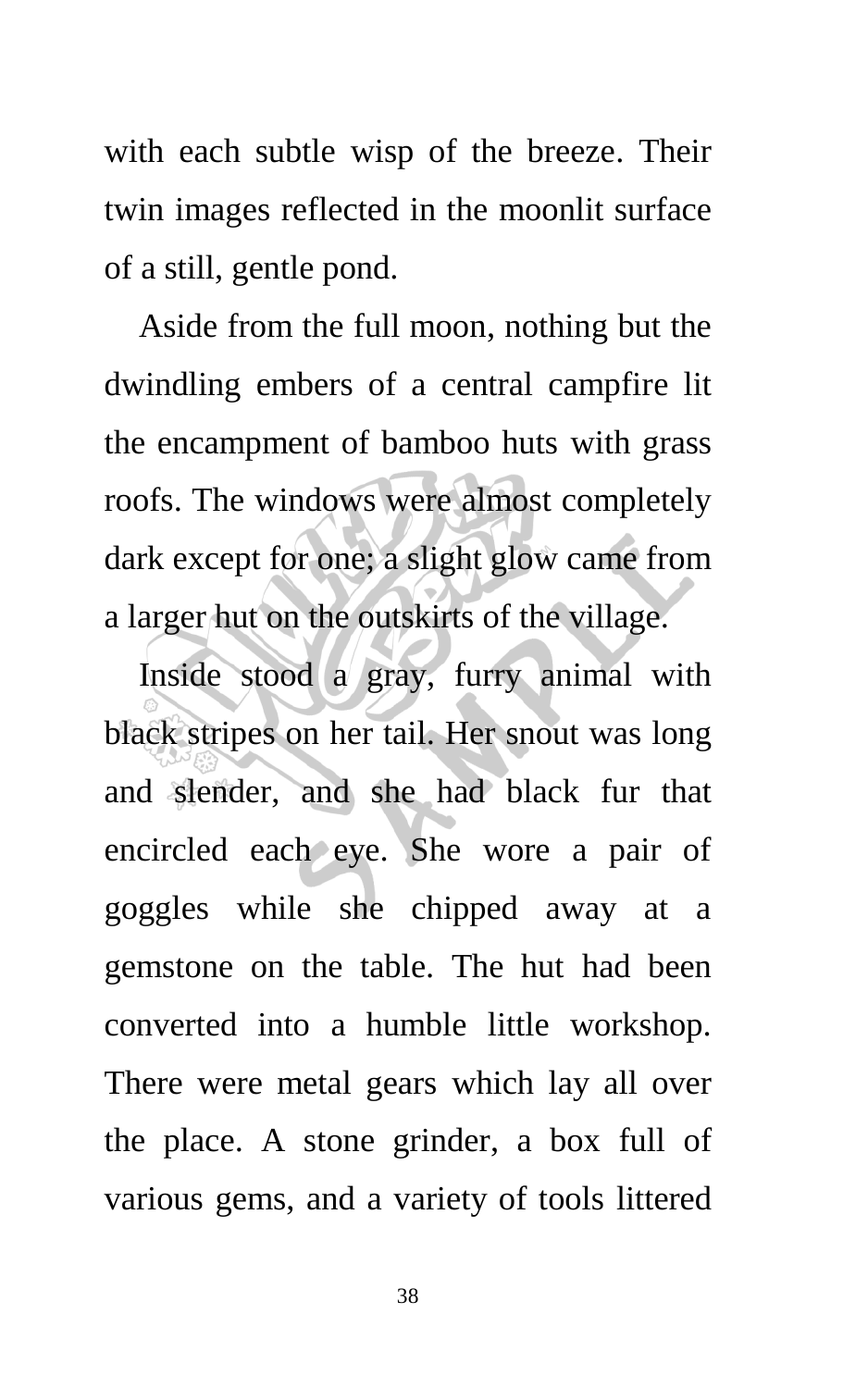with each subtle wisp of the breeze. Their twin images reflected in the moonlit surface of a still, gentle pond.

Aside from the full moon, nothing but the dwindling embers of a central campfire lit the encampment of bamboo huts with grass roofs. The windows were almost completely dark except for one; a slight glow came from a larger hut on the outskirts of the village.

Inside stood a gray, furry animal with black stripes on her tail. Her snout was long and slender, and she had black fur that encircled each eye. She wore a pair of goggles while she chipped away at a gemstone on the table. The hut had been converted into a humble little workshop. There were metal gears which lay all over the place. A stone grinder, a box full of various gems, and a variety of tools littered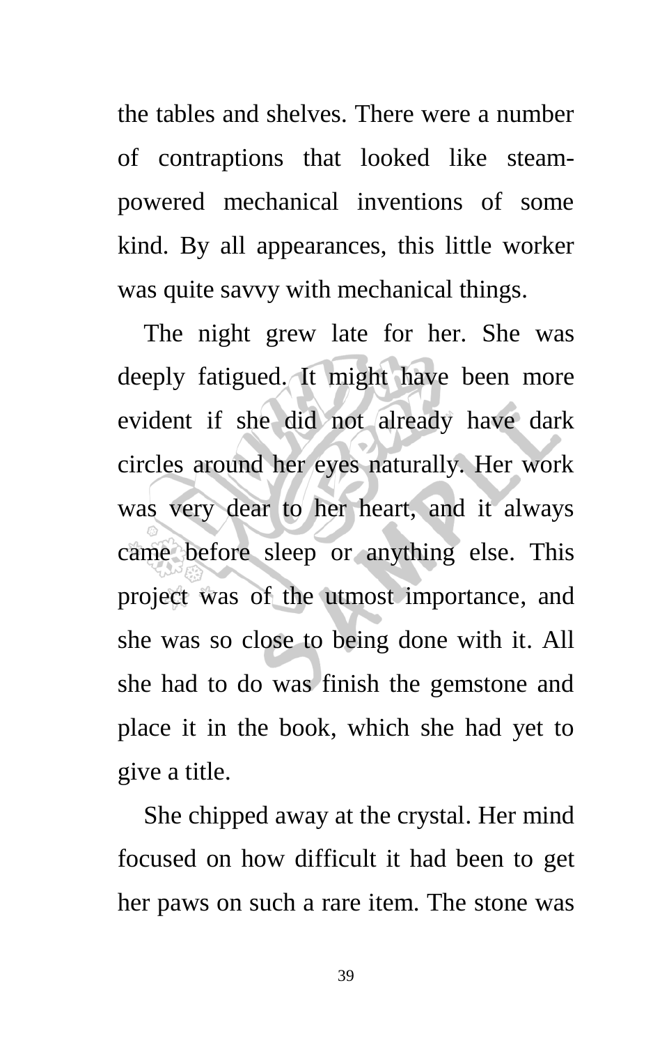the tables and shelves. There were a number of contraptions that looked like steam-powered mechanical inventions of some kind. By all appearances, this little worker was quite savvy with mechanical things.

The night grew late for her. She was deeply fatigued. It might have been more evident if she did not already have dark circles around her eyes naturally. Her work was very dear to her heart, and it always came before sleep or anything else. This project was of the utmost importance, and she was so close to being done with it. All she had to do was finish the gemstone and place it in the book, which she had yet to give a title.

She chipped away at the crystal. Her mind focused on how difficult it had been to get her paws on such a rare item. The stone was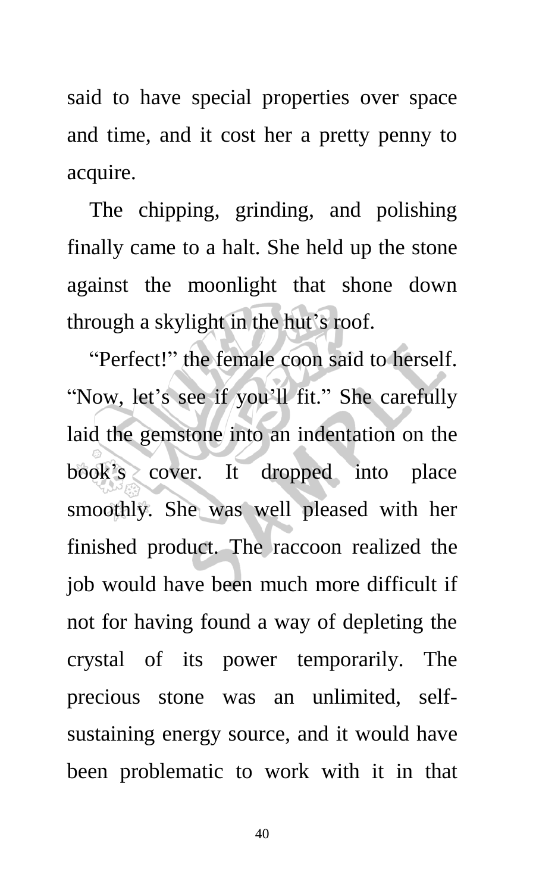said to have special properties over space and time, and it cost her a pretty penny to acquire.

The chipping, grinding, and polishing finally came to a halt. She held up the stone against the moonlight that shone down through a skylight in the hut's roof.

"Perfect!" the female coon said to herself. "Now, let's see if you'll fit." She carefully laid the gemstone into an indentation on the book's cover. It dropped into place smoothly. She was well pleased with her finished product. The raccoon realized the job would have been much more difficult if not for having found a way of depleting the crystal of its power temporarily. The precious stone was an unlimited, self-sustaining energy source, and it would have been problematic to work with it in that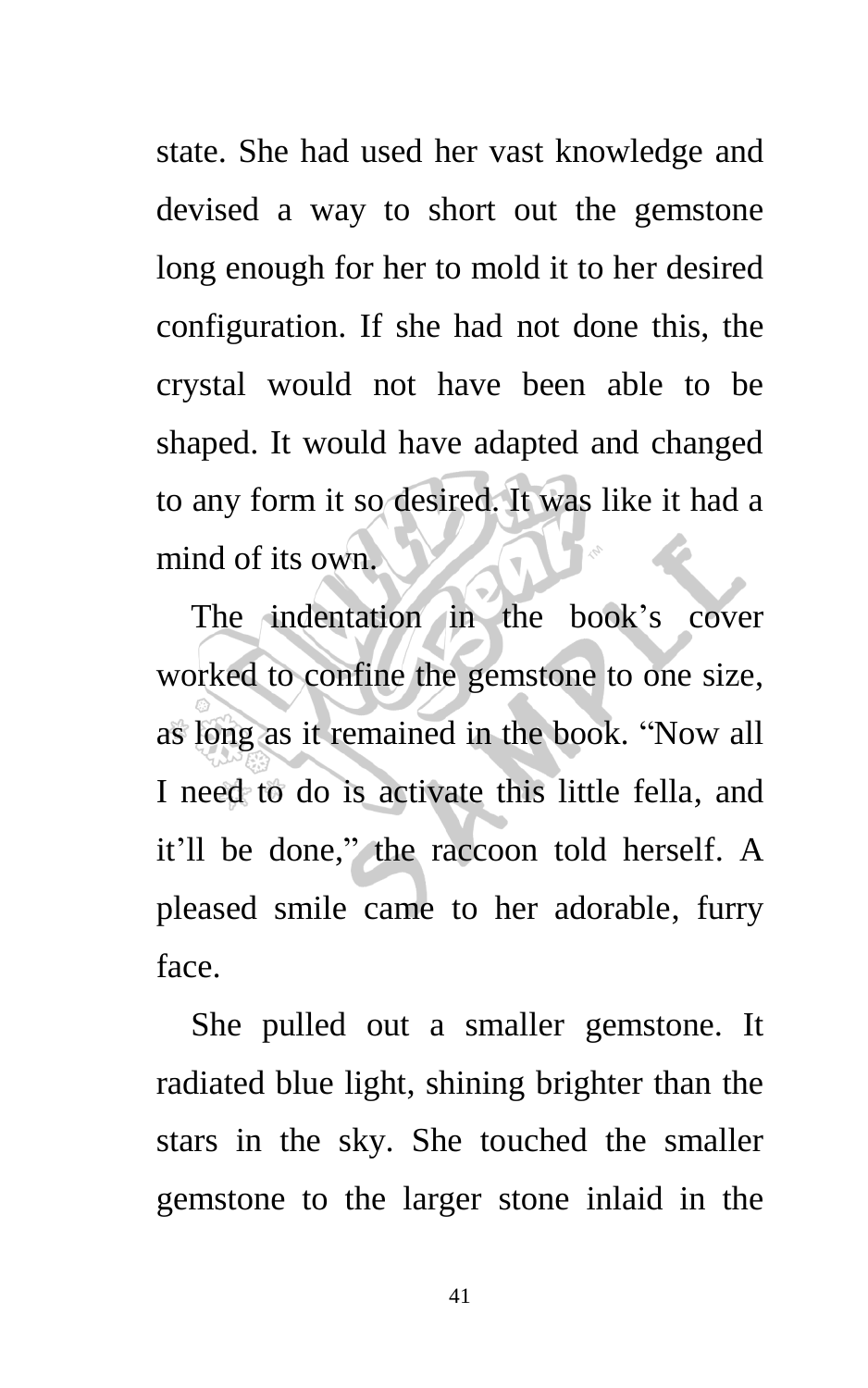state. She had used her vast knowledge and devised a way to short out the gemstone long enough for her to mold it to her desired configuration. If she had not done this, the crystal would not have been able to be shaped. It would have adapted and changed to any form it so desired. It was like it had a mind of its own.

The indentation in the book's cover worked to confine the gemstone to one size, as long as it remained in the book. "Now all I need to do is activate this little fella, and it'll be done," the raccoon told herself. A pleased smile came to her adorable, furry face.

She pulled out a smaller gemstone. It radiated blue light, shining brighter than the stars in the sky. She touched the smaller gemstone to the larger stone inlaid in the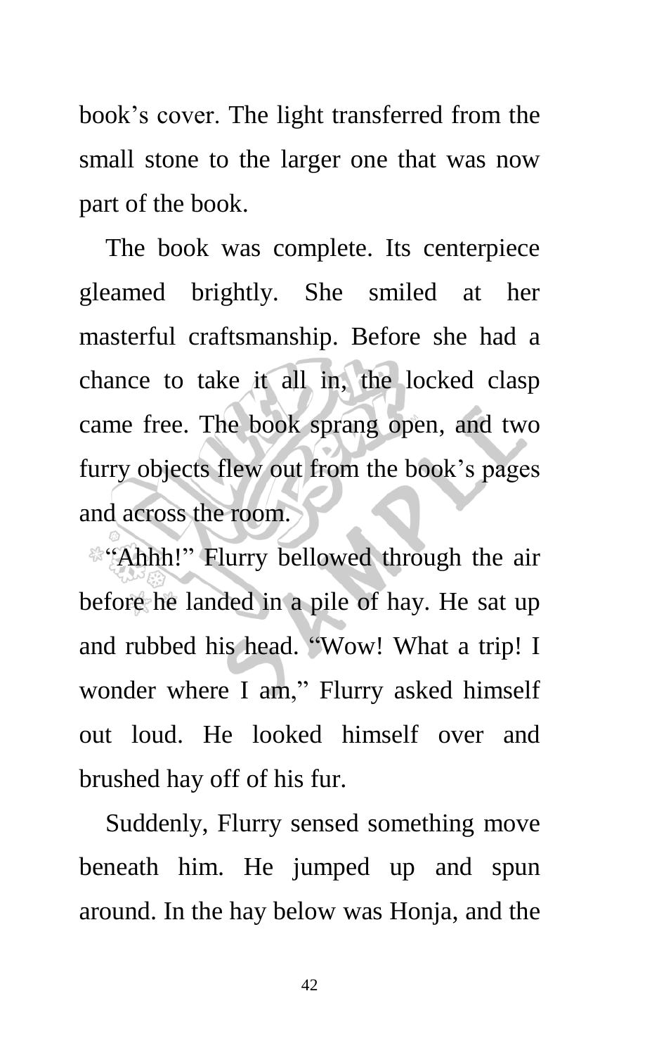book's cover. The light transferred from the small stone to the larger one that was now part of the book.

The book was complete. Its centerpiece gleamed brightly. She smiled at her masterful craftsmanship. Before she had a chance to take it all in, the locked clasp came free. The book sprang open, and two furry objects flew out from the book's pages and across the room.

"Ahhh!" Flurry bellowed through the air before he landed in a pile of hay. He sat up and rubbed his head. "Wow! What a trip! I wonder where I am," Flurry asked himself out loud. He looked himself over and brushed hay off of his fur.

Suddenly, Flurry sensed something move beneath him. He jumped up and spun around. In the hay below was Honja, and the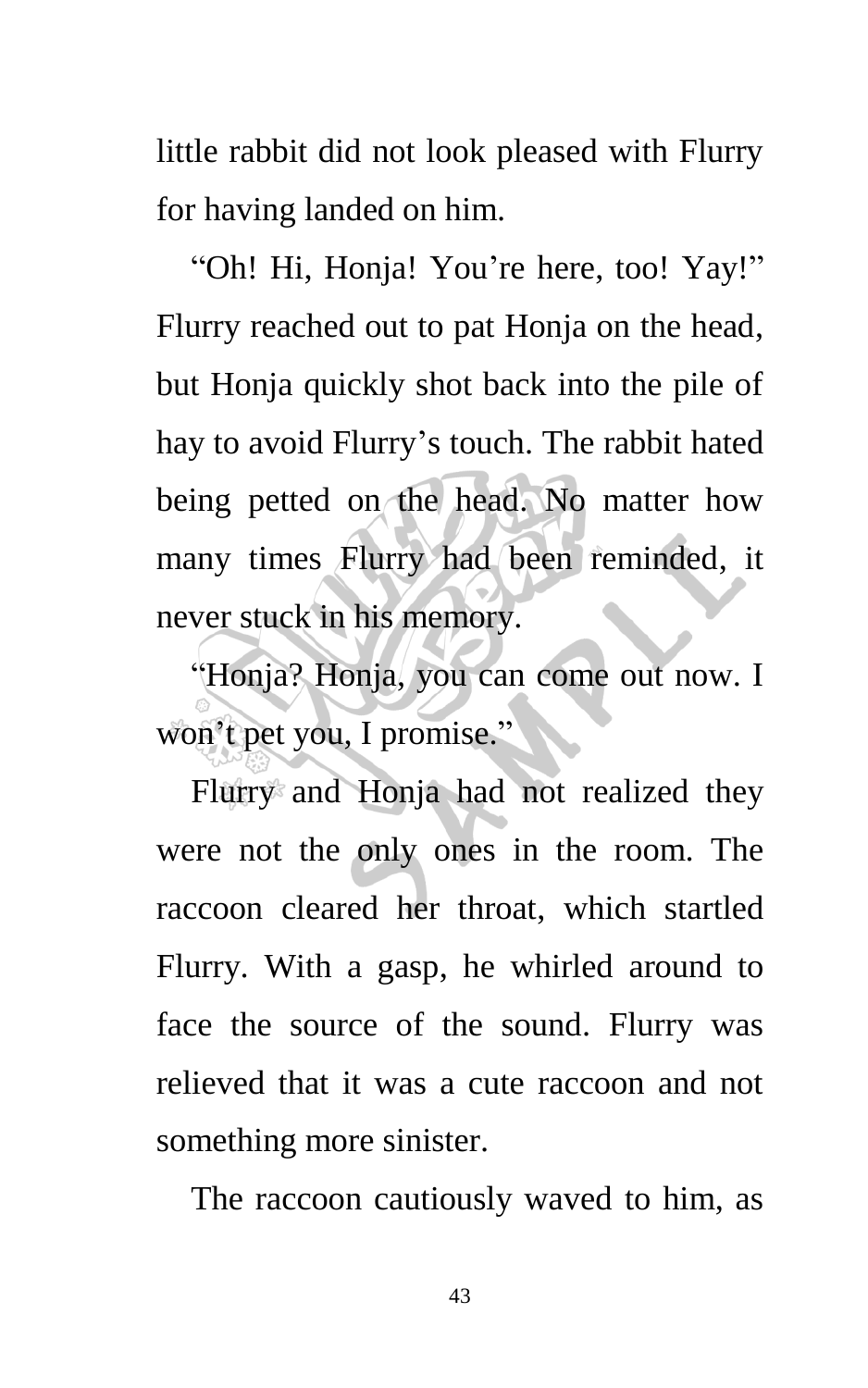little rabbit did not look pleased with Flurry for having landed on him.

"Oh! Hi, Honja! You're here, too! Yay!" Flurry reached out to pat Honja on the head, but Honja quickly shot back into the pile of hay to avoid Flurry's touch. The rabbit hated being petted on the head. No matter how many times Flurry had been reminded, it never stuck in his memory.

"Honja? Honja, you can come out now. I won't pet you, I promise."

Flurry and Honja had not realized they were not the only ones in the room. The raccoon cleared her throat, which startled Flurry. With a gasp, he whirled around to face the source of the sound. Flurry was relieved that it was a cute raccoon and not something more sinister.

The raccoon cautiously waved to him, as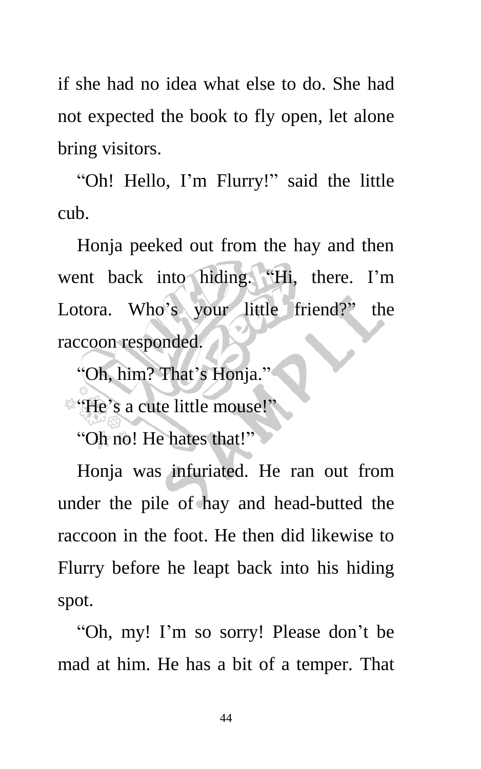if she had no idea what else to do. She had not expected the book to fly open, let alone bring visitors.

"Oh! Hello, I'm Flurry!" said the little cub.

Honja peeked out from the hay and then went back into hiding. "Hi, there. I'm Lotora. Who's your little friend?" the raccoon responded.

"Oh, him? That's Honja."

"He's a cute little mouse!"

"Oh no! He hates that!"

Honja was infuriated. He ran out from under the pile of hay and head-butted the raccoon in the foot. He then did likewise to Flurry before he leapt back into his hiding spot.

"Oh, my! I'm so sorry! Please don't be mad at him. He has a bit of a temper. That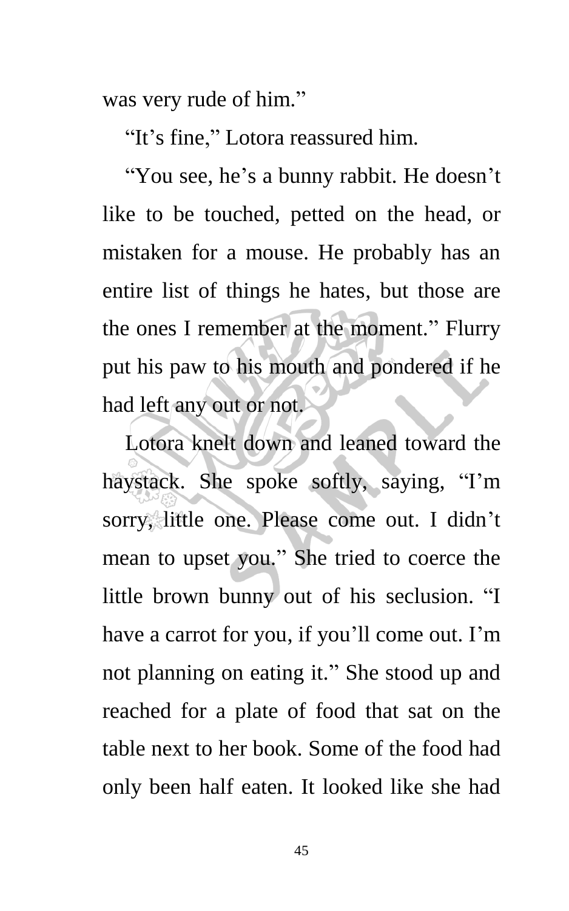was very rude of him."

"It's fine," Lotora reassured him.

"You see, he's a bunny rabbit. He doesn't like to be touched, petted on the head, or mistaken for a mouse. He probably has an entire list of things he hates, but those are the ones I remember at the moment." Flurry put his paw to his mouth and pondered if he had left any out or not.

Lotora knelt down and leaned toward the haystack. She spoke softly, saying, "I'm sorry, little one. Please come out. I didn't mean to upset you." She tried to coerce the little brown bunny out of his seclusion. "I have a carrot for you, if you'll come out. I'm not planning on eating it." She stood up and reached for a plate of food that sat on the table next to her book. Some of the food had only been half eaten. It looked like she had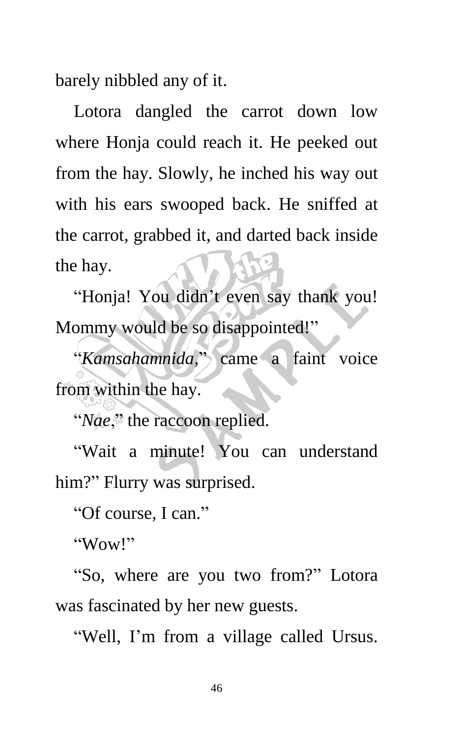barely nibbled any of it.

Lotora dangled the carrot down low where Honja could reach it. He peeked out from the hay. Slowly, he inched his way out with his ears swooped back. He sniffed at the carrot, grabbed it, and darted back inside the hay.

"Honja! You didn't even say thank you! Mommy would be so disappointed!"

"*Kamsahamnida*," came a faint voice from within the hay.

"*Nae*," the raccoon replied.

"Wait a minute! You can understand him?" Flurry was surprised.

"Of course, I can."

"Wow!"

"So, where are you two from?" Lotora was fascinated by her new guests.

"Well, I'm from a village called Ursus.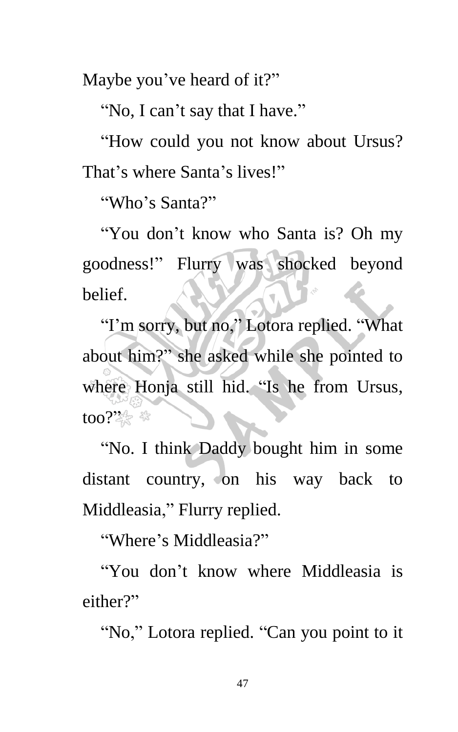Maybe you've heard of it?"

"No, I can't say that I have."

"How could you not know about Ursus? That's where Santa's lives!"

"Who's Santa?"

"You don't know who Santa is? Oh my goodness!" Flurry was shocked beyond belief.

"I'm sorry, but no," Lotora replied. "What about him?" she asked while she pointed to where Honja still hid. "Is he from Ursus, too?"

"No. I think Daddy bought him in some distant country, on his way back to Middleasia," Flurry replied.

"Where's Middleasia?"

"You don't know where Middleasia is either?"

"No," Lotora replied. "Can you point to it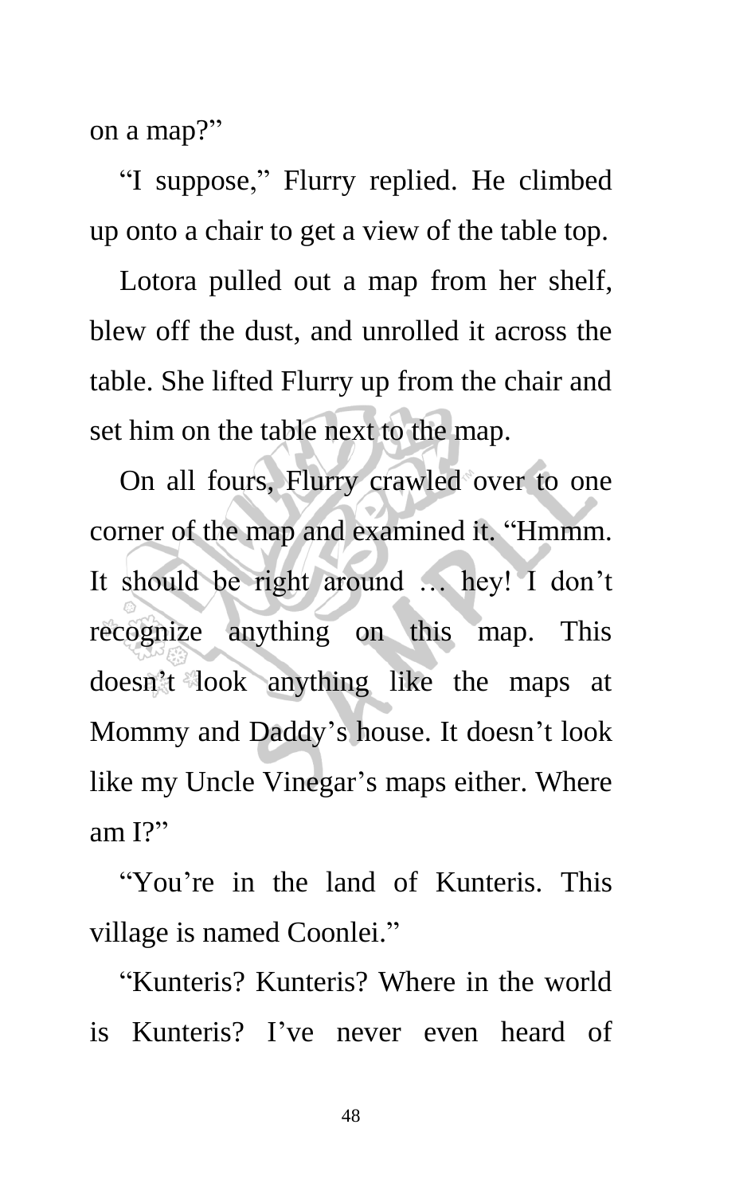on a map?"

"I suppose," Flurry replied. He climbed up onto a chair to get a view of the table top.

Lotora pulled out a map from her shelf, blew off the dust, and unrolled it across the table. She lifted Flurry up from the chair and set him on the table next to the map.

On all fours, Flurry crawled over to one corner of the map and examined it. "Hmmm. It should be right around … hey! I don't recognize anything on this map. This doesn't look anything like the maps at Mommy and Daddy's house. It doesn't look like my Uncle Vinegar's maps either. Where am I?"

"You're in the land of Kunteris. This village is named Coonlei."

"Kunteris? Kunteris? Where in the world is Kunteris? I've never even heard of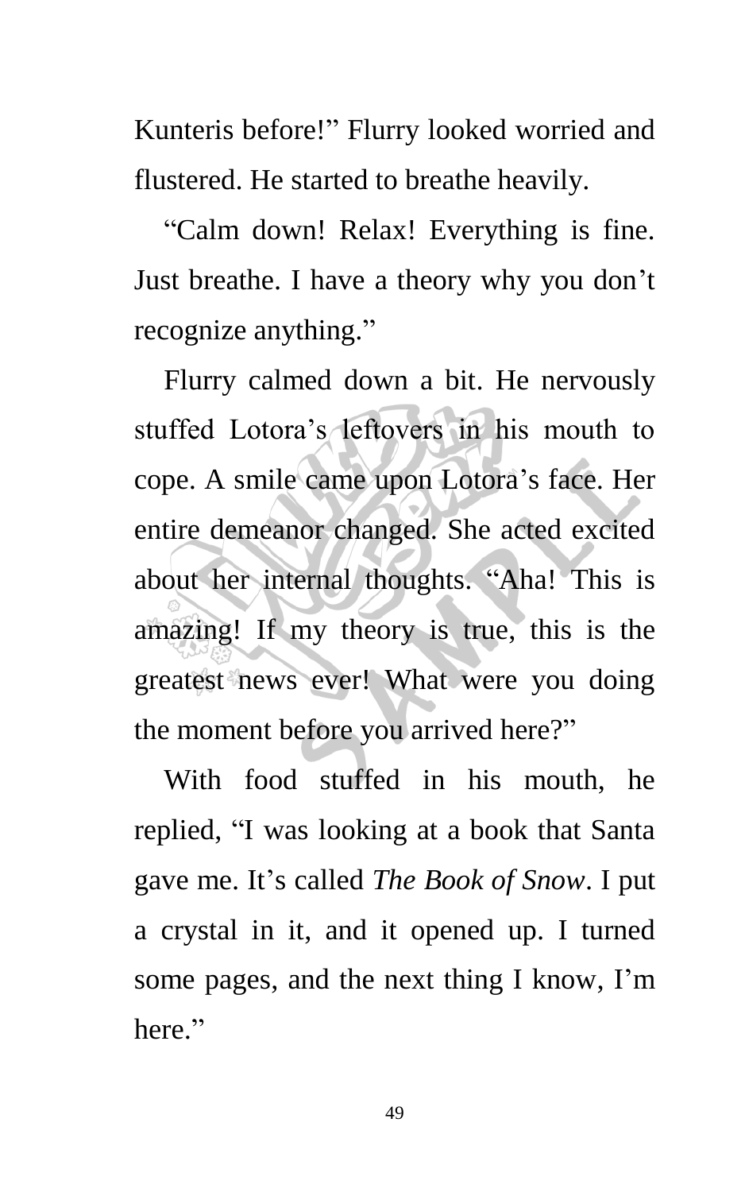Kunteris before!" Flurry looked worried and flustered. He started to breathe heavily.

"Calm down! Relax! Everything is fine. Just breathe. I have a theory why you don't recognize anything."

Flurry calmed down a bit. He nervously stuffed Lotora's leftovers in his mouth to cope. A smile came upon Lotora's face. Her entire demeanor changed. She acted excited about her internal thoughts. "Aha! This is amazing! If my theory is true, this is the greatest news ever! What were you doing the moment before you arrived here?"

With food stuffed in his mouth, he replied, "I was looking at a book that Santa gave me. It's called *The Book of Snow*. I put a crystal in it, and it opened up. I turned some pages, and the next thing I know, I'm here."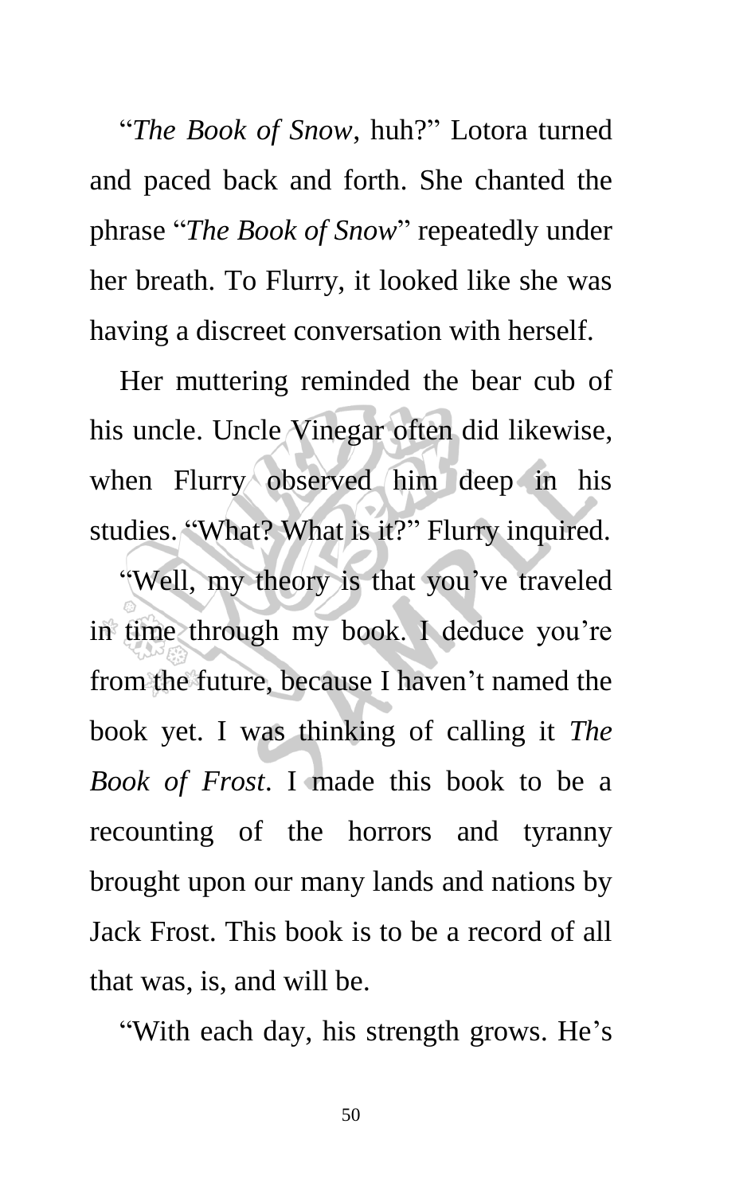"*The Book of Snow*, huh?" Lotora turned and paced back and forth. She chanted the phrase "*The Book of Snow*" repeatedly under her breath. To Flurry, it looked like she was having a discreet conversation with herself.

Her muttering reminded the bear cub of his uncle. Uncle Vinegar often did likewise, when Flurry observed him deep in his studies. "What? What is it?" Flurry inquired.

"Well, my theory is that you've traveled in time through my book. I deduce you're from the future, because I haven't named the book yet. I was thinking of calling it *The Book of Frost*. I made this book to be a recounting of the horrors and tyranny brought upon our many lands and nations by Jack Frost. This book is to be a record of all that was, is, and will be.

"With each day, his strength grows. He's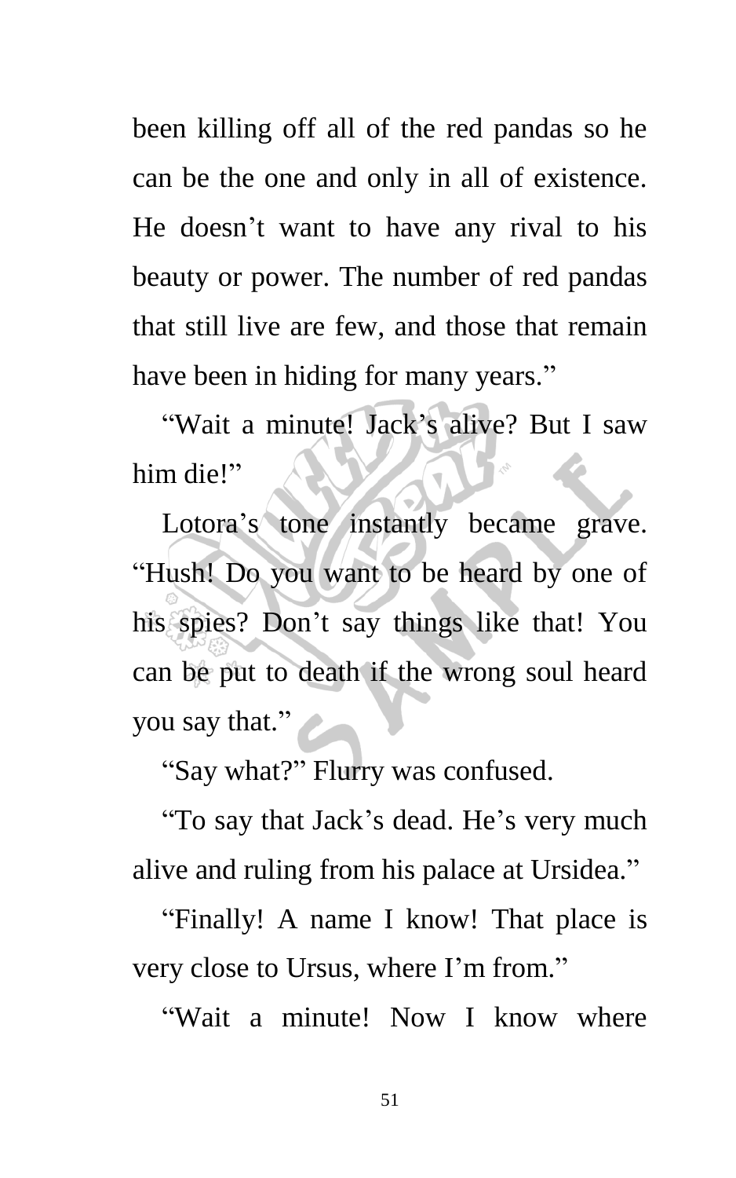been killing off all of the red pandas so he can be the one and only in all of existence. He doesn't want to have any rival to his beauty or power. The number of red pandas that still live are few, and those that remain have been in hiding for many years."

"Wait a minute! Jack's alive? But I saw him die!"

Lotora's tone instantly became grave. "Hush! Do you want to be heard by one of his spies? Don't say things like that! You can be put to death if the wrong soul heard you say that."

"Say what?" Flurry was confused.

"To say that Jack's dead. He's very much alive and ruling from his palace at Ursidea."

"Finally! A name I know! That place is very close to Ursus, where I'm from."

"Wait a minute! Now I know where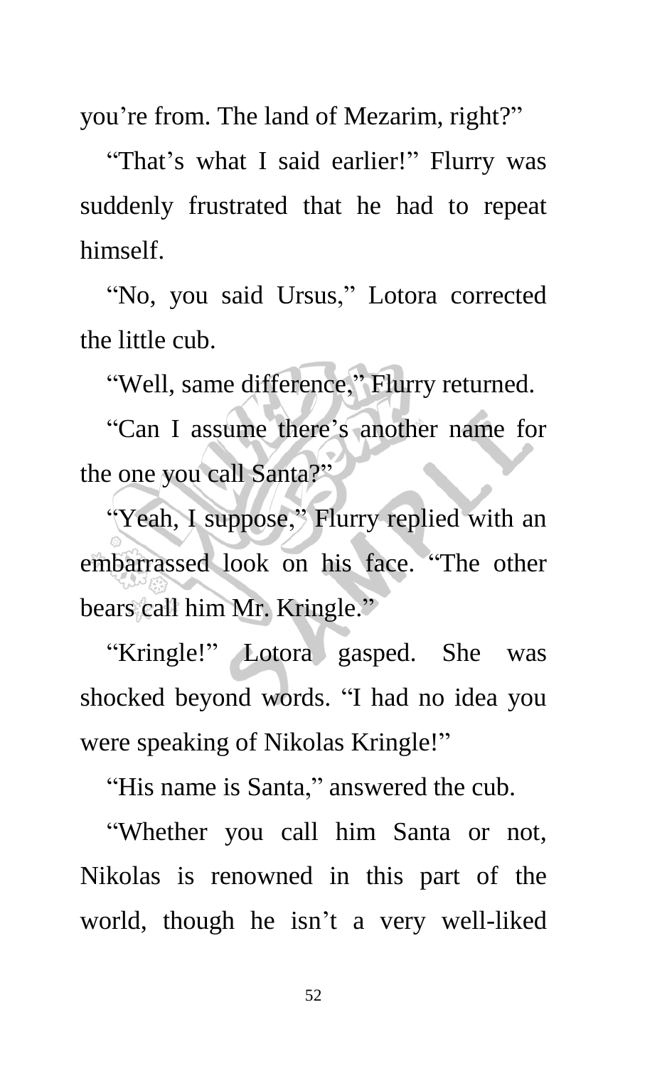you're from. The land of Mezarim, right?"

"That's what I said earlier!" Flurry was suddenly frustrated that he had to repeat himself.

"No, you said Ursus," Lotora corrected the little cub.

"Well, same difference," Flurry returned.

"Can I assume there's another name for the one you call Santa?"

"Yeah, I suppose," Flurry replied with an embarrassed look on his face. "The other bears call him Mr. Kringle."

"Kringle!" Lotora gasped. She was shocked beyond words. "I had no idea you were speaking of Nikolas Kringle!"

"His name is Santa," answered the cub.

"Whether you call him Santa or not, Nikolas is renowned in this part of the world, though he isn't a very well-liked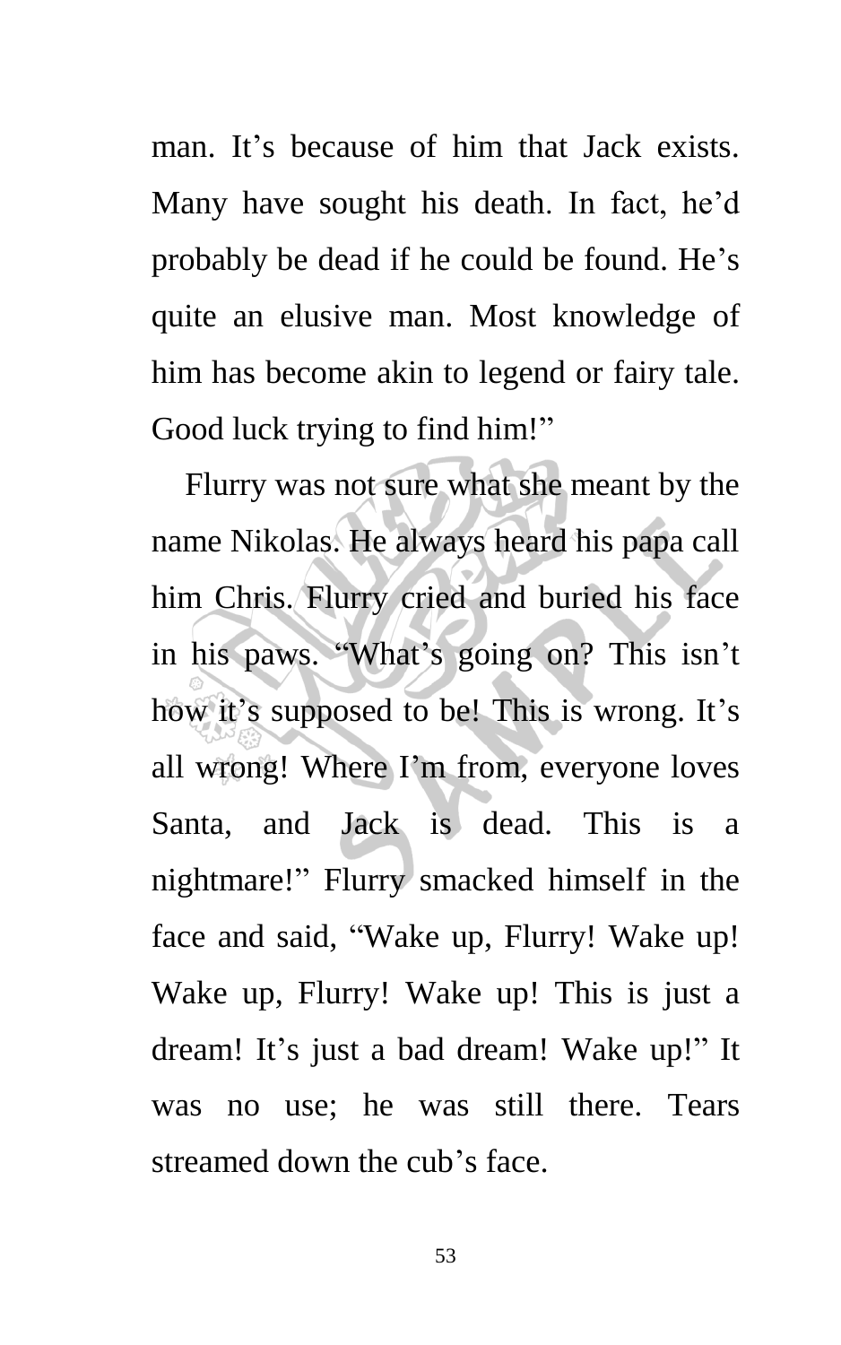man. It's because of him that Jack exists. Many have sought his death. In fact, he'd probably be dead if he could be found. He's quite an elusive man. Most knowledge of him has become akin to legend or fairy tale. Good luck trying to find him!"

Flurry was not sure what she meant by the name Nikolas. He always heard his papa call him Chris. Flurry cried and buried his face in his paws. "What's going on? This isn't how it's supposed to be! This is wrong. It's all wrong! Where I'm from, everyone loves Santa, and Jack is dead. This is a nightmare!" Flurry smacked himself in the face and said, "Wake up, Flurry! Wake up! Wake up, Flurry! Wake up! This is just a dream! It's just a bad dream! Wake up!" It was no use; he was still there. Tears streamed down the cub's face.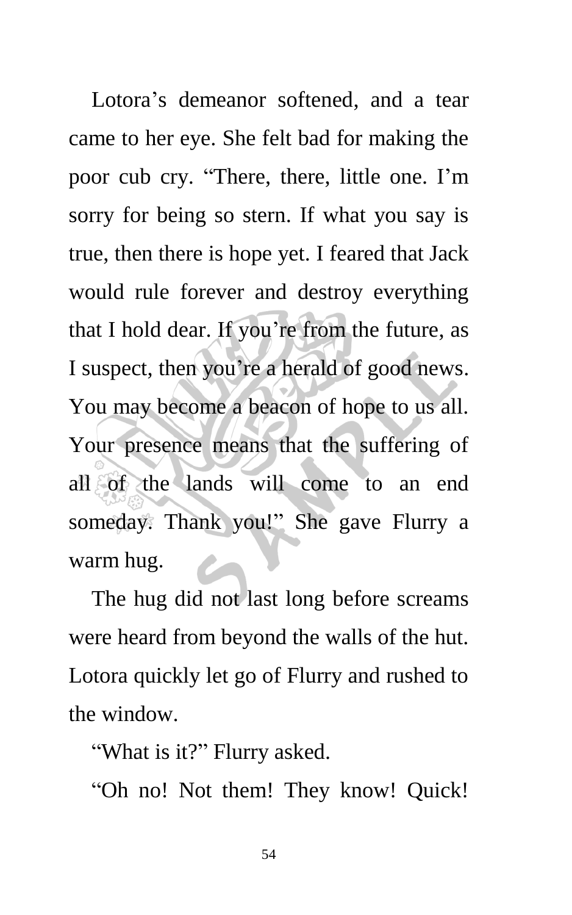Lotora's demeanor softened, and a tear came to her eye. She felt bad for making the poor cub cry. "There, there, little one. I'm sorry for being so stern. If what you say is true, then there is hope yet. I feared that Jack would rule forever and destroy everything that I hold dear. If you're from the future, as I suspect, then you're a herald of good news. You may become a beacon of hope to us all. Your presence means that the suffering of all of the lands will come to an end someday. Thank you!" She gave Flurry a warm hug.

The hug did not last long before screams were heard from beyond the walls of the hut. Lotora quickly let go of Flurry and rushed to the window.

"What is it?" Flurry asked.

"Oh no! Not them! They know! Quick!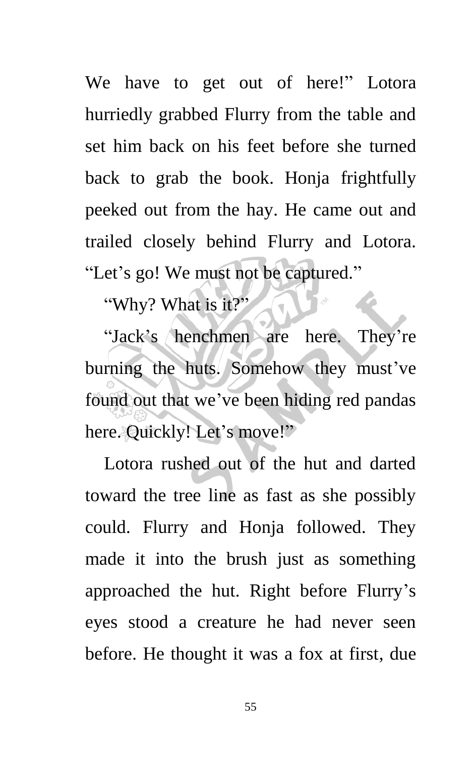We have to get out of here!" Lotora hurriedly grabbed Flurry from the table and set him back on his feet before she turned back to grab the book. Honja frightfully peeked out from the hay. He came out and trailed closely behind Flurry and Lotora. "Let's go! We must not be captured."

"Why? What is it?"

"Jack's henchmen are here. They're burning the huts. Somehow they must've found out that we've been hiding red pandas here. Quickly! Let's move!"

Lotora rushed out of the hut and darted toward the tree line as fast as she possibly could. Flurry and Honja followed. They made it into the brush just as something approached the hut. Right before Flurry's eyes stood a creature he had never seen before. He thought it was a fox at first, due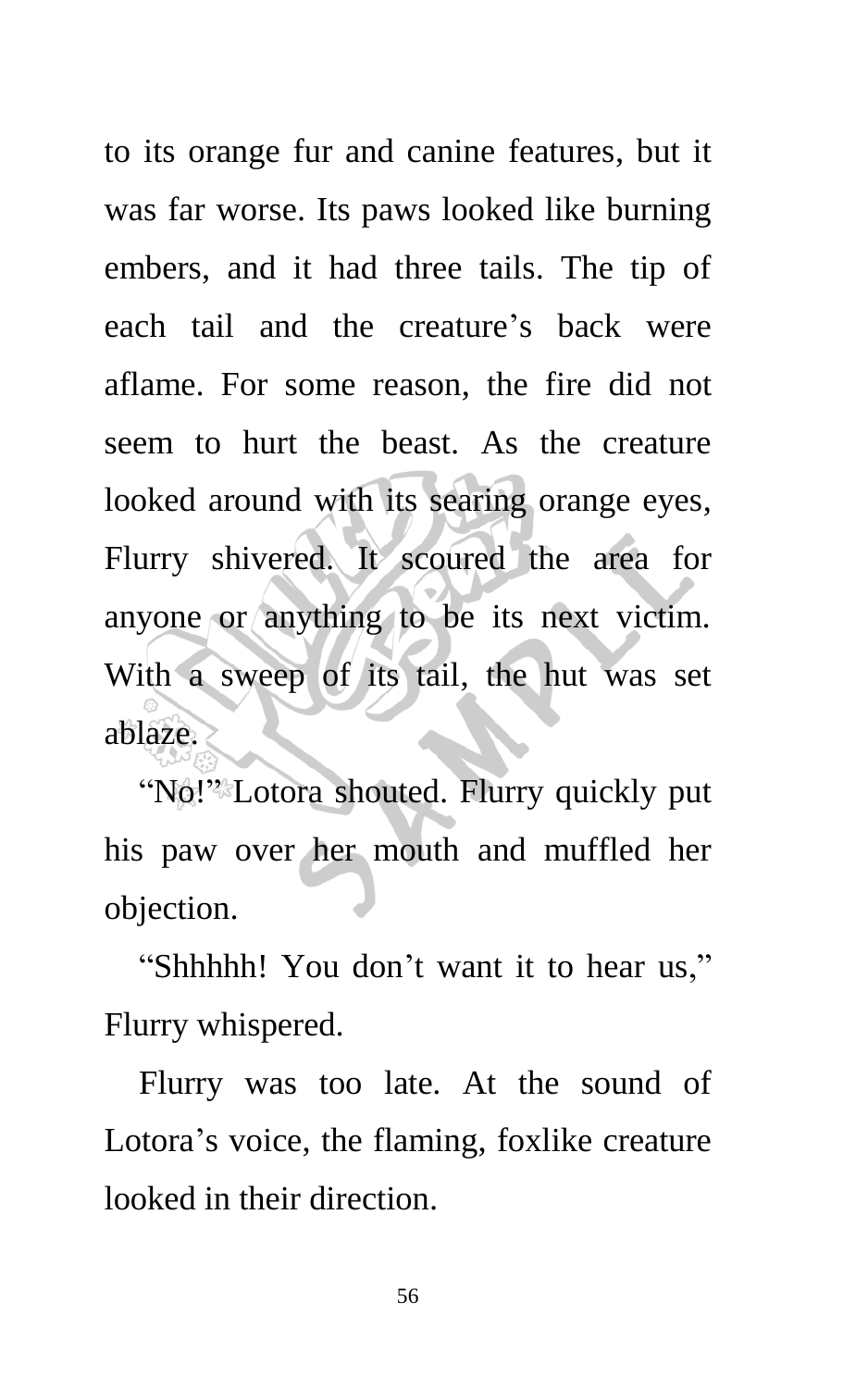to its orange fur and canine features, but it was far worse. Its paws looked like burning embers, and it had three tails. The tip of each tail and the creature's back were aflame. For some reason, the fire did not seem to hurt the beast. As the creature looked around with its searing orange eyes, Flurry shivered. It scoured the area for anyone or anything to be its next victim. With a sweep of its tail, the hut was set ablaze.

"No!" Lotora shouted. Flurry quickly put his paw over her mouth and muffled her objection.

"Shhhhh! You don't want it to hear us," Flurry whispered.

Flurry was too late. At the sound of Lotora's voice, the flaming, foxlike creature looked in their direction.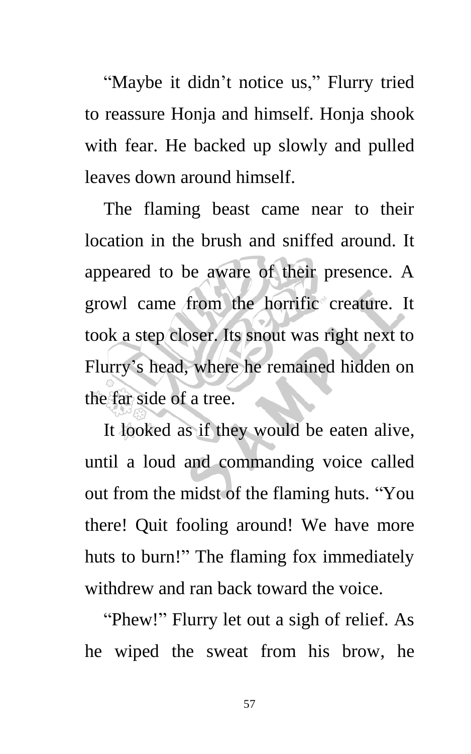"Maybe it didn't notice us," Flurry tried to reassure Honja and himself. Honja shook with fear. He backed up slowly and pulled leaves down around himself.

The flaming beast came near to their location in the brush and sniffed around. It appeared to be aware of their presence. A growl came from the horrific creature. It took a step closer. Its snout was right next to Flurry's head, where he remained hidden on the far side of a tree.

It looked as if they would be eaten alive, until a loud and commanding voice called out from the midst of the flaming huts. "You there! Quit fooling around! We have more huts to burn!" The flaming fox immediately withdrew and ran back toward the voice.

"Phew!" Flurry let out a sigh of relief. As he wiped the sweat from his brow, he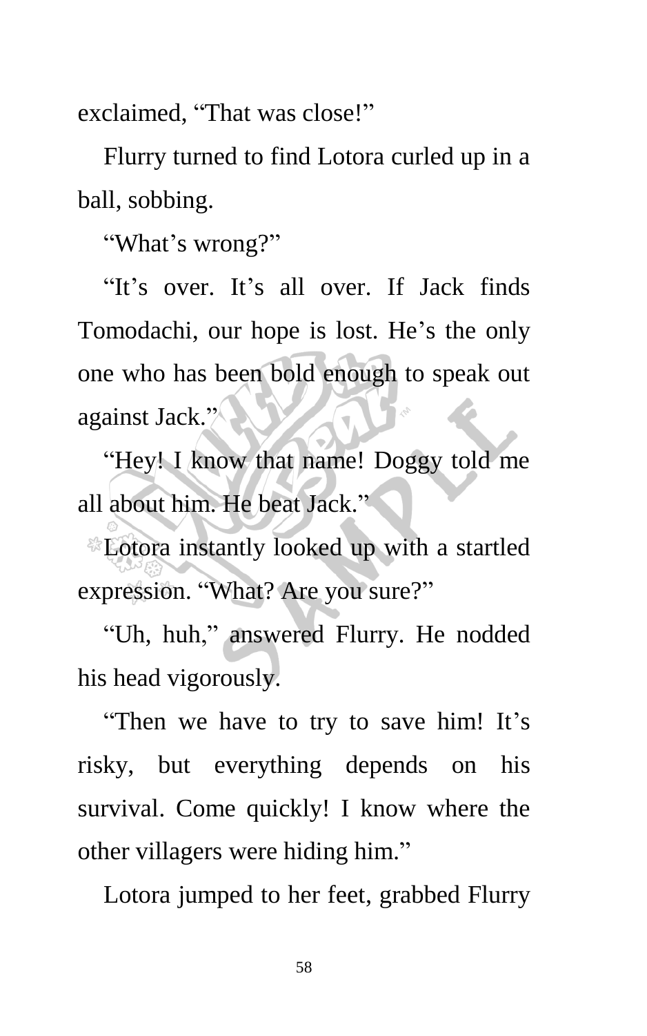exclaimed, "That was close!"

Flurry turned to find Lotora curled up in a ball, sobbing.

"What's wrong?"

"It's over. It's all over. If Jack finds Tomodachi, our hope is lost. He's the only one who has been bold enough to speak out against Jack."

"Hey! I know that name! Doggy told me all about him. He beat Jack."

Lotora instantly looked up with a startled expression. "What? Are you sure?"

"Uh, huh," answered Flurry. He nodded his head vigorously.

"Then we have to try to save him! It's risky, but everything depends on his survival. Come quickly! I know where the other villagers were hiding him."

Lotora jumped to her feet, grabbed Flurry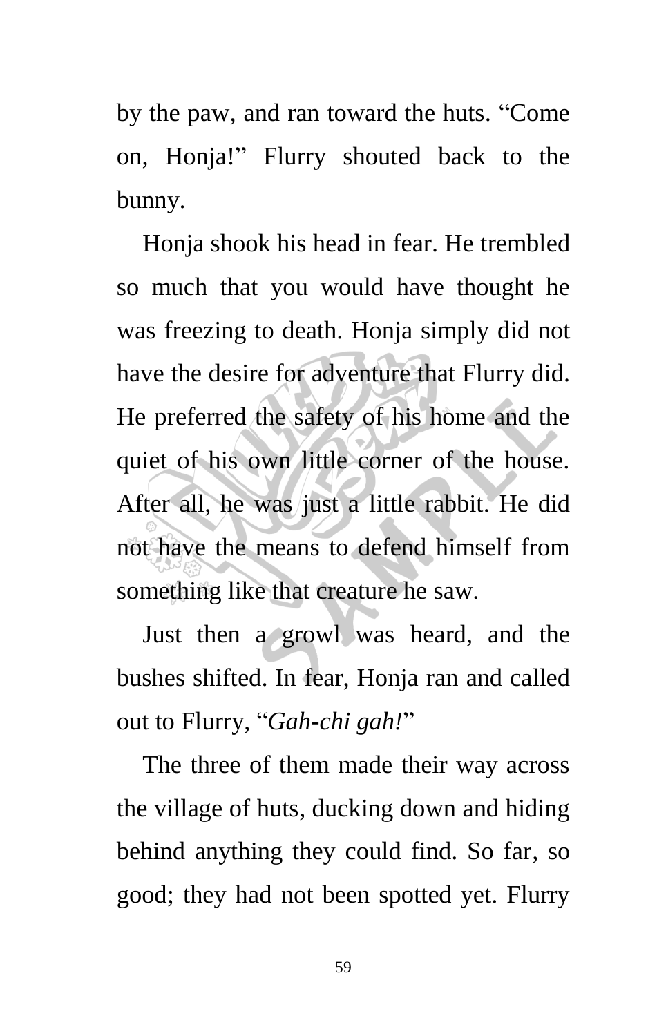by the paw, and ran toward the huts. "Come on, Honja!" Flurry shouted back to the bunny.

Honja shook his head in fear. He trembled so much that you would have thought he was freezing to death. Honja simply did not have the desire for adventure that Flurry did. He preferred the safety of his home and the quiet of his own little corner of the house. After all, he was just a little rabbit. He did not have the means to defend himself from something like that creature he saw.

Just then a growl was heard, and the bushes shifted. In fear, Honja ran and called out to Flurry, "*Gah-chi gah!*"

The three of them made their way across the village of huts, ducking down and hiding behind anything they could find. So far, so good; they had not been spotted yet. Flurry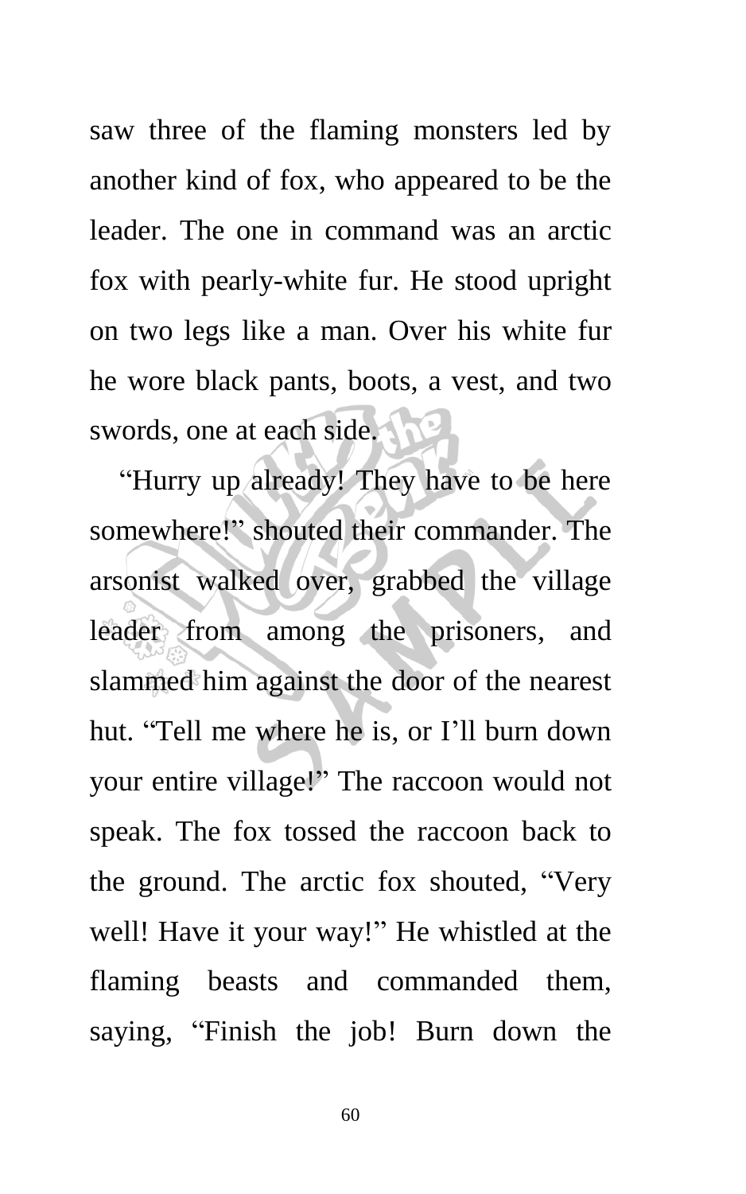saw three of the flaming monsters led by another kind of fox, who appeared to be the leader. The one in command was an arctic fox with pearly-white fur. He stood upright on two legs like a man. Over his white fur he wore black pants, boots, a vest, and two swords, one at each side.

"Hurry up already! They have to be here somewhere!" shouted their commander. The arsonist walked over, grabbed the village leader from among the prisoners, and slammed him against the door of the nearest hut. "Tell me where he is, or I'll burn down your entire village!" The raccoon would not speak. The fox tossed the raccoon back to the ground. The arctic fox shouted, "Very well! Have it your way!" He whistled at the flaming beasts and commanded them, saying, "Finish the job! Burn down the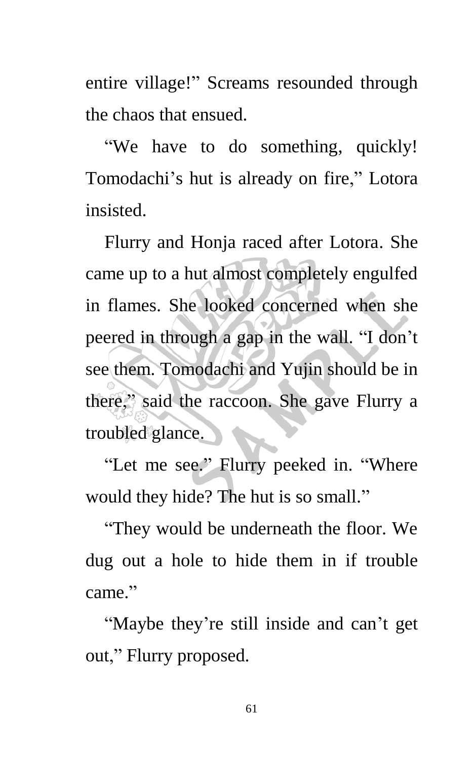entire village!" Screams resounded through the chaos that ensued.

"We have to do something, quickly! Tomodachi's hut is already on fire," Lotora insisted.

Flurry and Honja raced after Lotora. She came up to a hut almost completely engulfed in flames. She looked concerned when she peered in through a gap in the wall. "I don't see them. Tomodachi and Yujin should be in there," said the raccoon. She gave Flurry a troubled glance.

"Let me see." Flurry peeked in. "Where would they hide? The hut is so small."

"They would be underneath the floor. We dug out a hole to hide them in if trouble came."

"Maybe they're still inside and can't get out," Flurry proposed.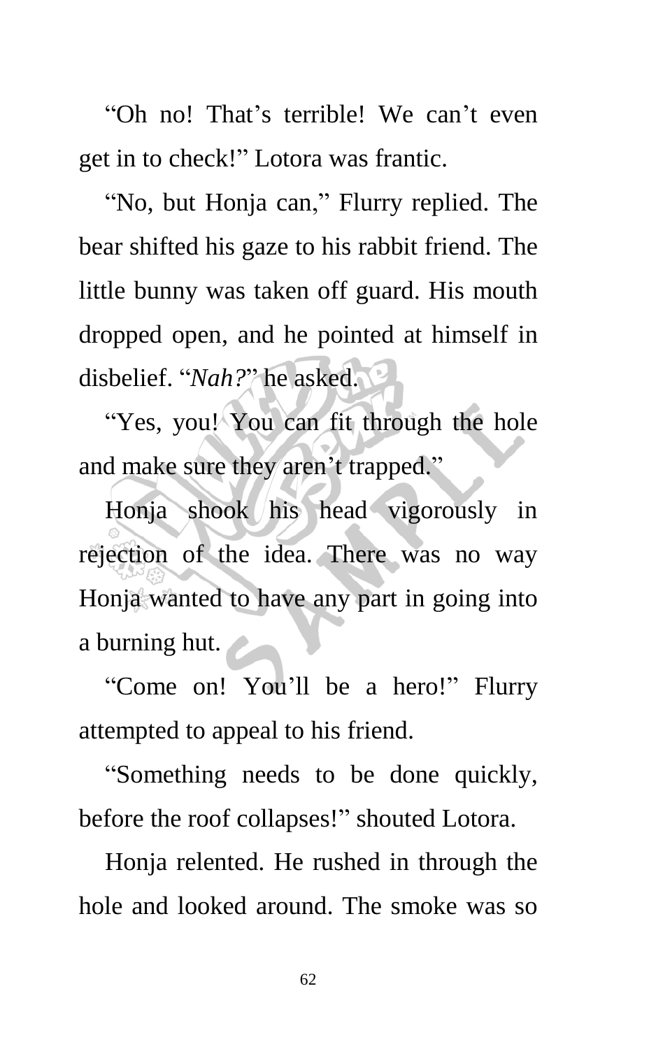"Oh no! That's terrible! We can't even get in to check!" Lotora was frantic.

"No, but Honja can," Flurry replied. The bear shifted his gaze to his rabbit friend. The little bunny was taken off guard. His mouth dropped open, and he pointed at himself in disbelief. "*Nah?*" he asked.

"Yes, you! You can fit through the hole and make sure they aren't trapped."

Honja shook his head vigorously in rejection of the idea. There was no way Honja wanted to have any part in going into a burning hut.

"Come on! You'll be a hero!" Flurry attempted to appeal to his friend.

"Something needs to be done quickly, before the roof collapses!" shouted Lotora.

Honja relented. He rushed in through the hole and looked around. The smoke was so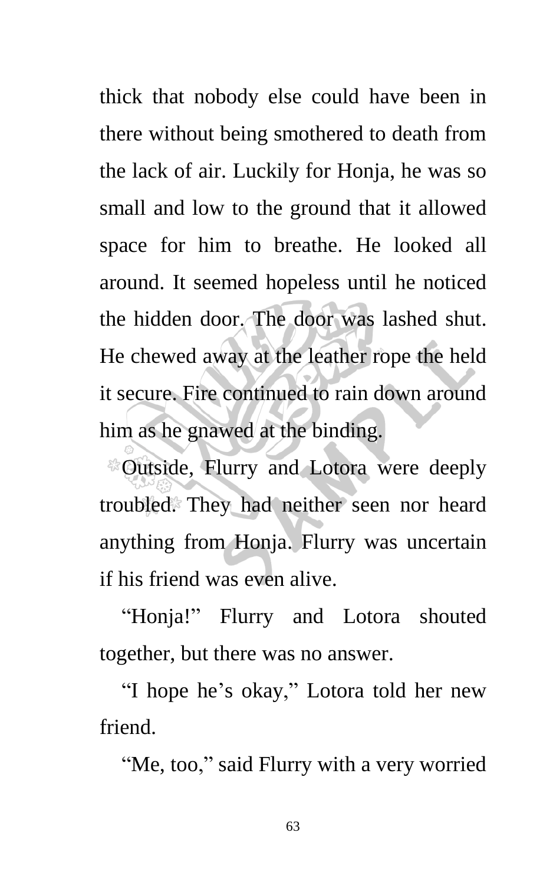thick that nobody else could have been in there without being smothered to death from the lack of air. Luckily for Honja, he was so small and low to the ground that it allowed space for him to breathe. He looked all around. It seemed hopeless until he noticed the hidden door. The door was lashed shut. He chewed away at the leather rope the held it secure. Fire continued to rain down around him as he gnawed at the binding.

Outside, Flurry and Lotora were deeply troubled. They had neither seen nor heard anything from Honja. Flurry was uncertain if his friend was even alive.

"Honja!" Flurry and Lotora shouted together, but there was no answer.

"I hope he's okay," Lotora told her new friend.

"Me, too," said Flurry with a very worried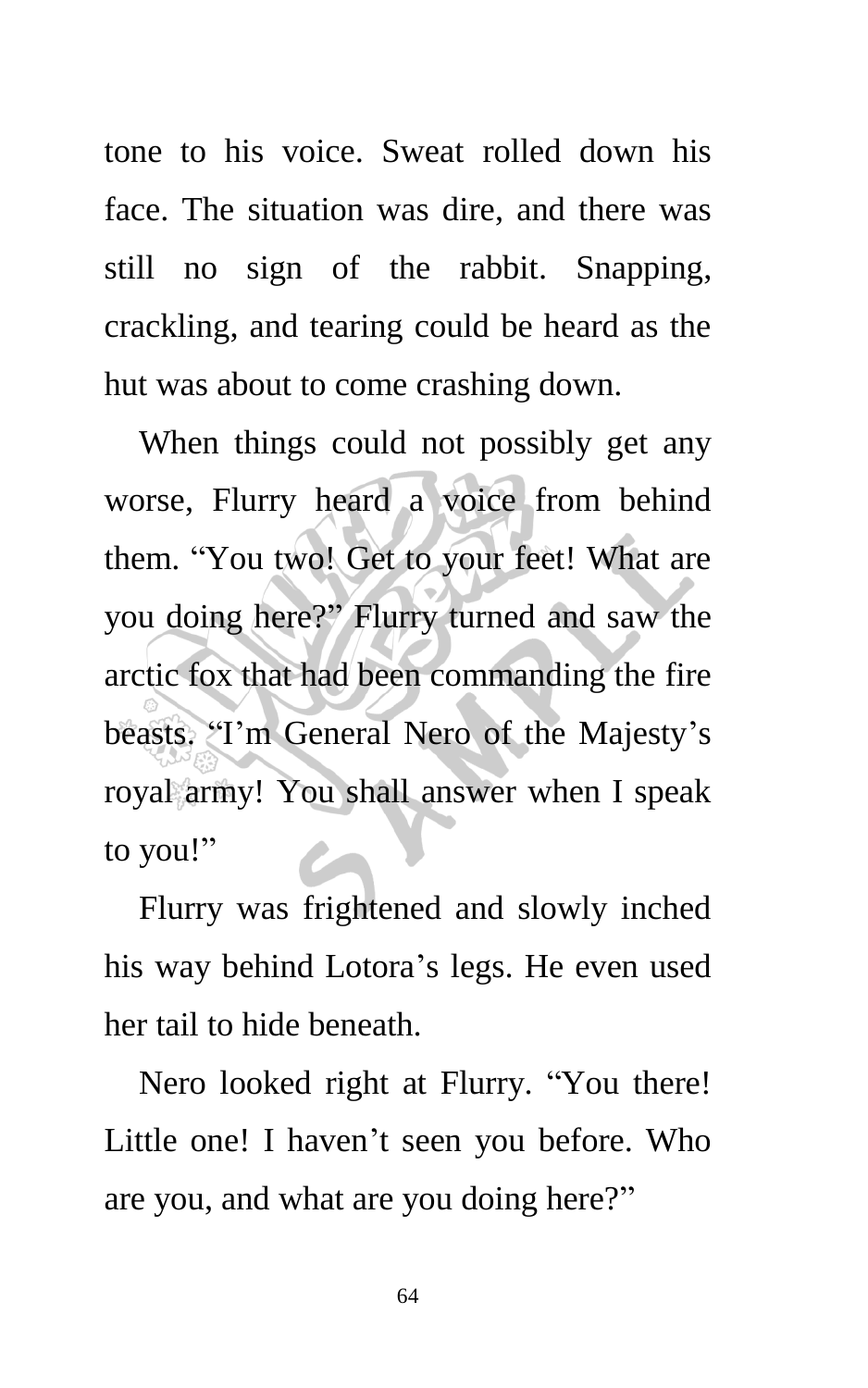tone to his voice. Sweat rolled down his face. The situation was dire, and there was still no sign of the rabbit. Snapping, crackling, and tearing could be heard as the hut was about to come crashing down.

When things could not possibly get any worse, Flurry heard a voice from behind them. "You two! Get to your feet! What are you doing here?" Flurry turned and saw the arctic fox that had been commanding the fire beasts. "I'm General Nero of the Majesty's royal army! You shall answer when I speak to you!"

Flurry was frightened and slowly inched his way behind Lotora's legs. He even used her tail to hide beneath.

Nero looked right at Flurry. "You there! Little one! I haven't seen you before. Who are you, and what are you doing here?"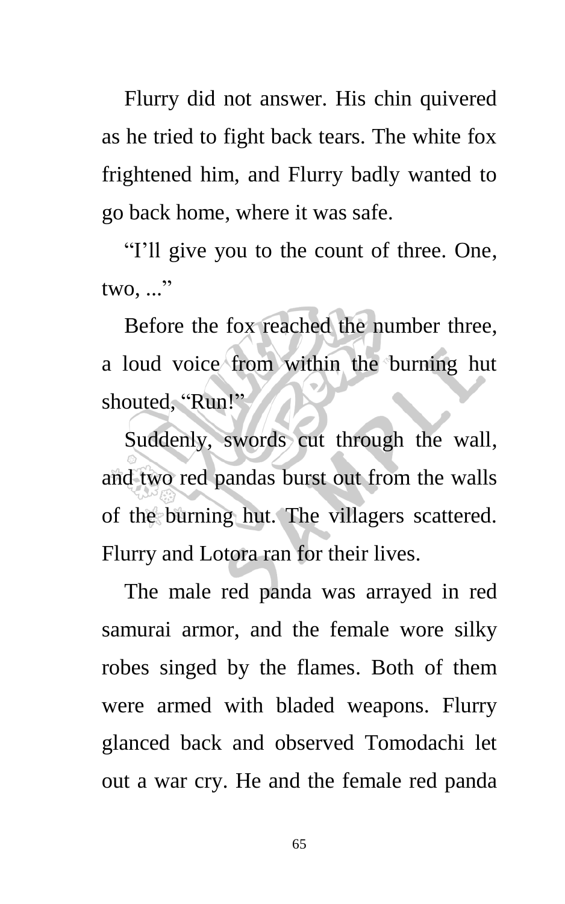Flurry did not answer. His chin quivered as he tried to fight back tears. The white fox frightened him, and Flurry badly wanted to go back home, where it was safe.

"I'll give you to the count of three. One, two, ..."

Before the fox reached the number three, a loud voice from within the burning hut shouted, "Run!"

Suddenly, swords cut through the wall, and two red pandas burst out from the walls of the burning hut. The villagers scattered. Flurry and Lotora ran for their lives.

The male red panda was arrayed in red samurai armor, and the female wore silky robes singed by the flames. Both of them were armed with bladed weapons. Flurry glanced back and observed Tomodachi let out a war cry. He and the female red panda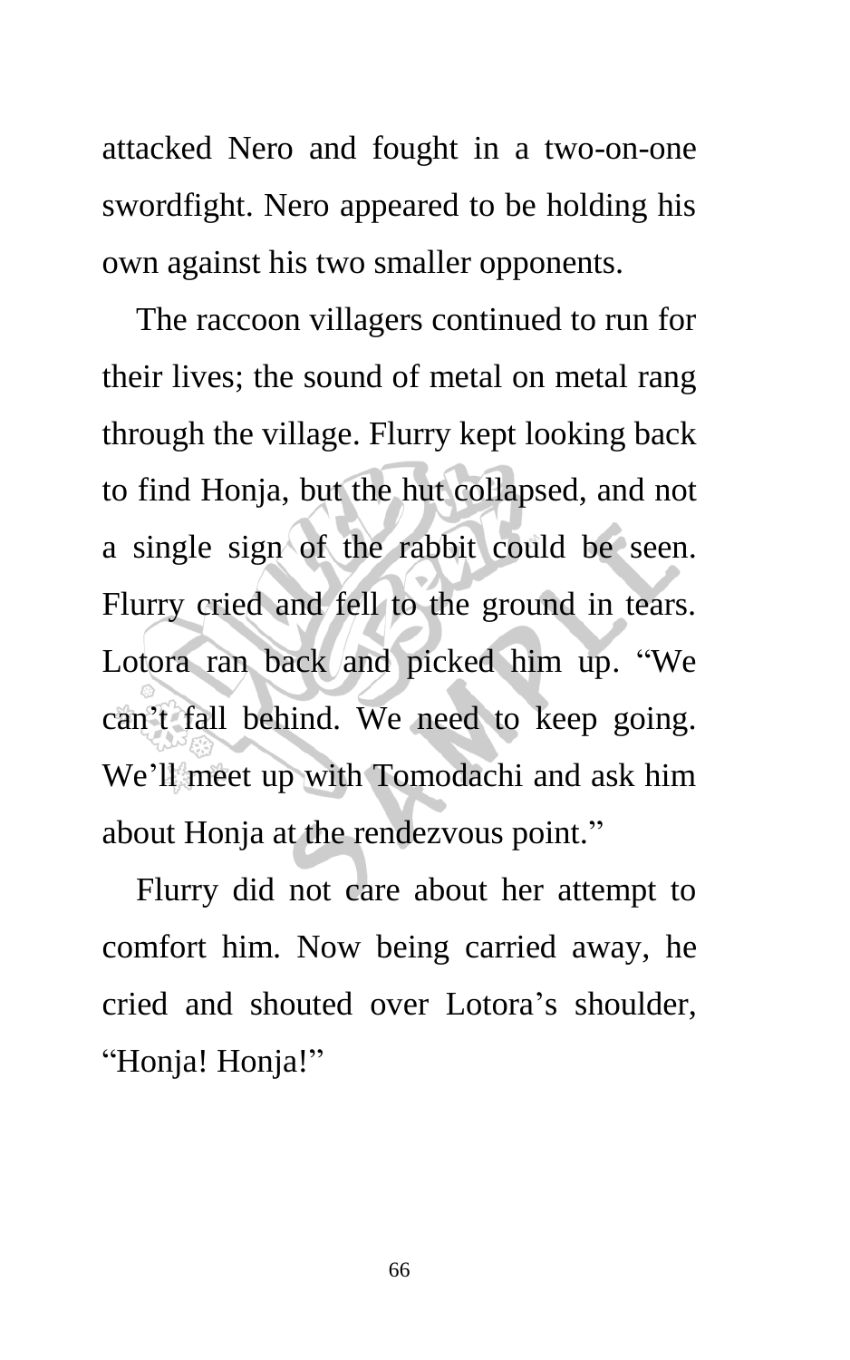attacked Nero and fought in a two-on-one swordfight. Nero appeared to be holding his own against his two smaller opponents.

The raccoon villagers continued to run for their lives; the sound of metal on metal rang through the village. Flurry kept looking back to find Honja, but the hut collapsed, and not a single sign of the rabbit could be seen. Flurry cried and fell to the ground in tears. Lotora ran back and picked him up. "We can't fall behind. We need to keep going. We'll meet up with Tomodachi and ask him about Honja at the rendezvous point."

Flurry did not care about her attempt to comfort him. Now being carried away, he cried and shouted over Lotora's shoulder, "Honja! Honja!"